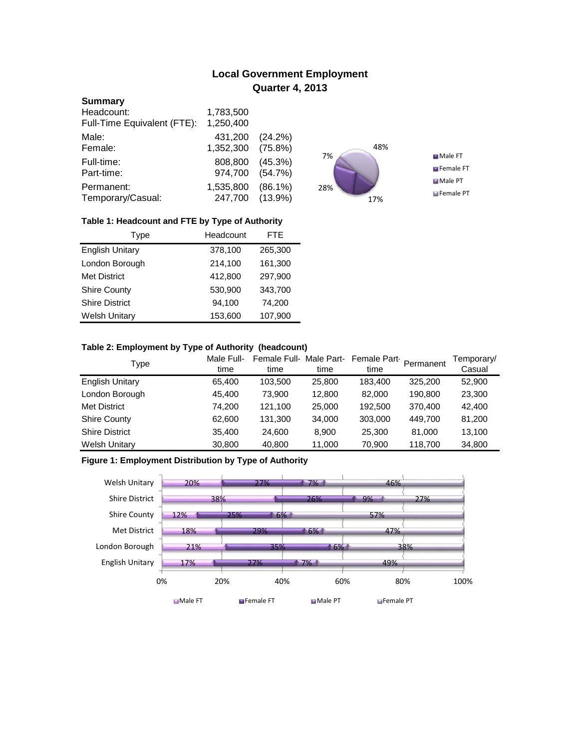# Local Government Employment
## Quarter 4, 2013

**Summary**

| | | |
|---|---|---|
| Headcount: | 1,783,500 | |
| Full-Time Equivalent (FTE): | 1,250,400 | |
| Male: | 431,200 | (24.2%) |
| Female: | 1,352,300 | (75.8%) |
| Full-time: | 808,800 | (45.3%) |
| Part-time: | 974,700 | (54.7%) |
| Permanent: | 1,535,800 | (86.1%) |
| Temporary/Casual: | 247,700 | (13.9%) |

**Table 1: Headcount and FTE by Type of Authority**

| Type | Headcount | FTE |
|---|---|---|
| English Unitary | 378,100 | 265,300 |
| London Borough | 214,100 | 161,300 |
| Met District | 412,800 | 297,900 |
| Shire County | 530,900 | 343,700 |
| Shire District | 94,100 | 74,200 |
| Welsh Unitary | 153,600 | 107,900 |

**Table 2: Employment by Type of Authority (headcount)**

| Type | Male Full-time | Female Full-time | Male Part-time | Female Part-time | Permanent | Temporary/ Casual |
|---|---|---|---|---|---|---|
| English Unitary | 65,400 | 103,500 | 25,800 | 183,400 | 325,200 | 52,900 |
| London Borough | 45,400 | 73,900 | 12,800 | 82,000 | 190,800 | 23,300 |
| Met District | 74,200 | 121,100 | 25,000 | 192,500 | 370,400 | 42,400 |
| Shire County | 62,600 | 131,300 | 34,000 | 303,000 | 449,700 | 81,200 |
| Shire District | 35,400 | 24,600 | 8,900 | 25,300 | 81,000 | 13,100 |
| Welsh Unitary | 30,800 | 40,800 | 11,000 | 70,900 | 118,700 | 34,800 |

**Figure 1: Employment Distribution by Type of Authority**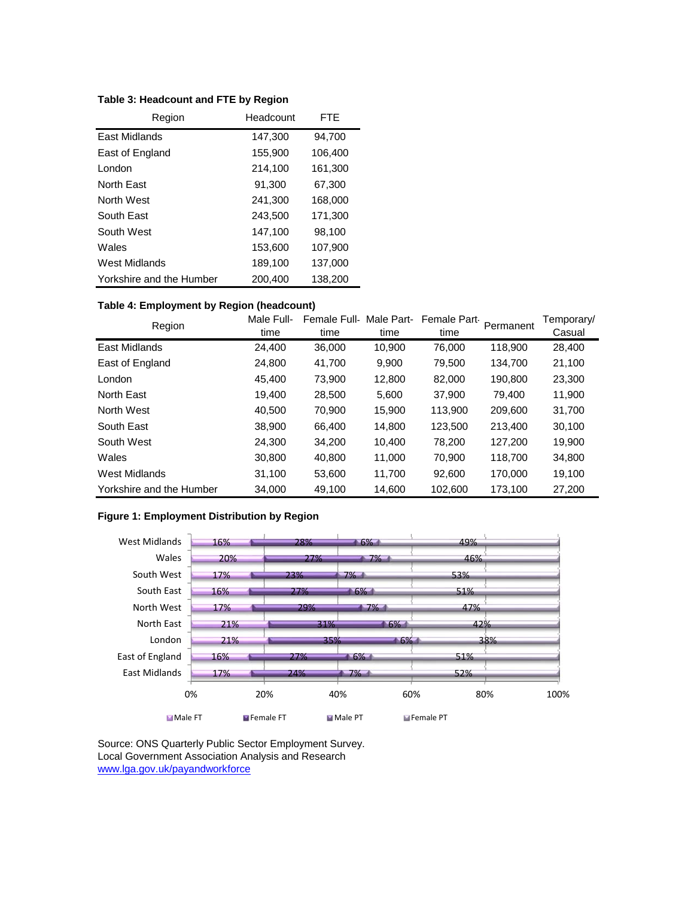**Table 3: Headcount and FTE by Region**

| Region | Headcount | FTE |
|---|---|---|
| East Midlands | 147,300 | 94,700 |
| East of England | 155,900 | 106,400 |
| London | 214,100 | 161,300 |
| North East | 91,300 | 67,300 |
| North West | 241,300 | 168,000 |
| South East | 243,500 | 171,300 |
| South West | 147,100 | 98,100 |
| Wales | 153,600 | 107,900 |
| West Midlands | 189,100 | 137,000 |
| Yorkshire and the Humber | 200,400 | 138,200 |

**Table 4: Employment by Region (headcount)**

| Region | Male Full-time | Female Full-time | Male Part-time | Female Part-time | Permanent | Temporary/ Casual |
|---|---|---|---|---|---|---|
| East Midlands | 24,400 | 36,000 | 10,900 | 76,000 | 118,900 | 28,400 |
| East of England | 24,800 | 41,700 | 9,900 | 79,500 | 134,700 | 21,100 |
| London | 45,400 | 73,900 | 12,800 | 82,000 | 190,800 | 23,300 |
| North East | 19,400 | 28,500 | 5,600 | 37,900 | 79,400 | 11,900 |
| North West | 40,500 | 70,900 | 15,900 | 113,900 | 209,600 | 31,700 |
| South East | 38,900 | 66,400 | 14,800 | 123,500 | 213,400 | 30,100 |
| South West | 24,300 | 34,200 | 10,400 | 78,200 | 127,200 | 19,900 |
| Wales | 30,800 | 40,800 | 11,000 | 70,900 | 118,700 | 34,800 |
| West Midlands | 31,100 | 53,600 | 11,700 | 92,600 | 170,000 | 19,100 |
| Yorkshire and the Humber | 34,000 | 49,100 | 14,600 | 102,600 | 173,100 | 27,200 |

**Figure 1: Employment Distribution by Region**

West Midlands 16% 28% 6% 49%
Wales 20% 27% 7% 46%
South West 17% 23% 7% 53%
South East 16% 27% 6% 51%
North West 17% 29% 7% 47%
North East 21% 31% 6% 42%
London 21% 35% 6% 38%
East of England 16% 27% 6% 51%
East Midlands 17% 24% 7% 52%

0% 20% 40% 60% 80% 100%

Male FT, Female FT, Male PT, Female PT

Source: ONS Quarterly Public Sector Employment Survey.
Local Government Association Analysis and Research
www.lga.gov.uk/payandworkforce